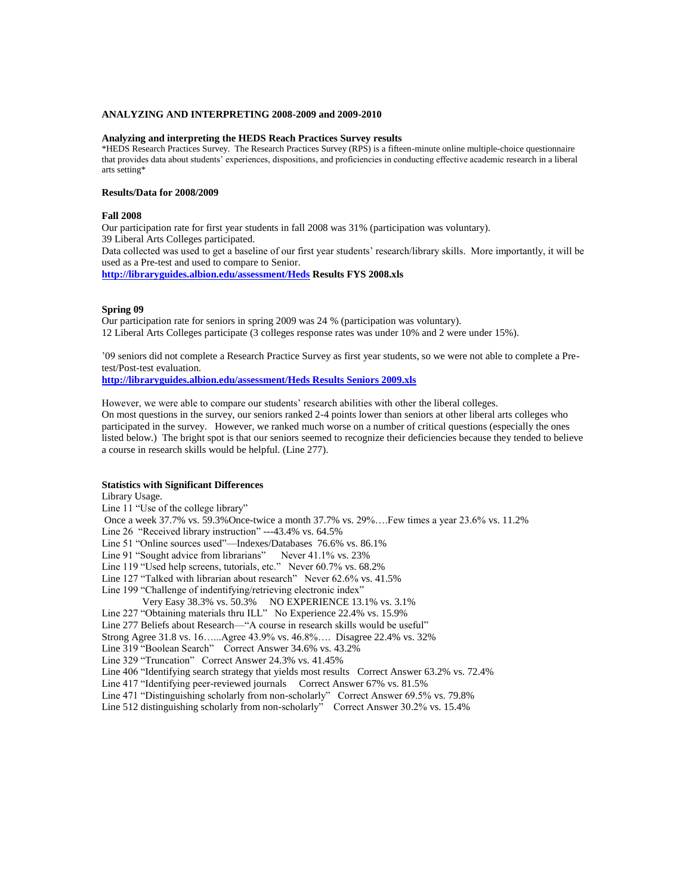**ANALYZING AND INTERPRETING 2008-2009 and 2009-2010**

**Analyzing and interpreting the HEDS Reach Practices Survey results**

*HEDS Research Practices Survey. The Research Practices Survey (RPS) is a fifteen-minute online multiple-choice questionnaire that provides data about students' experiences, dispositions, and proficiencies in conducting effective academic research in a liberal arts setting*

**Results/Data for 2008/2009**

**Fall 2008**

Our participation rate for first year students in fall 2008 was 31% (participation was voluntary).
39 Liberal Arts Colleges participated.
Data collected was used to get a baseline of our first year students' research/library skills. More importantly, it will be used as a Pre-test and used to compare to Senior.
**http://libraryguides.albion.edu/assessment/Heds Results FYS 2008.xls**

**Spring 09**

Our participation rate for seniors in spring 2009 was 24 % (participation was voluntary).
12 Liberal Arts Colleges participate (3 colleges response rates was under 10% and 2 were under 15%).

'09 seniors did not complete a Research Practice Survey as first year students, so we were not able to complete a Pre-test/Post-test evaluation.
**http://libraryguides.albion.edu/assessment/Heds Results Seniors 2009.xls**

However, we were able to compare our students' research abilities with other the liberal colleges.
On most questions in the survey, our seniors ranked 2-4 points lower than seniors at other liberal arts colleges who participated in the survey. However, we ranked much worse on a number of critical questions (especially the ones listed below.) The bright spot is that our seniors seemed to recognize their deficiencies because they tended to believe a course in research skills would be helpful. (Line 277).

**Statistics with Significant Differences**

Library Usage.
Line 11 "Use of the college library"
Once a week 37.7% vs. 59.3%Once-twice a month 37.7% vs. 29%….Few times a year 23.6% vs. 11.2%
Line 26 "Received library instruction" ---43.4% vs. 64.5%
Line 51 "Online sources used"—Indexes/Databases 76.6% vs. 86.1%
Line 91 "Sought advice from librarians" Never 41.1% vs. 23%
Line 119 "Used help screens, tutorials, etc." Never 60.7% vs. 68.2%
Line 127 "Talked with librarian about research" Never 62.6% vs. 41.5%
Line 199 "Challenge of indentifying/retrieving electronic index"
Very Easy 38.3% vs. 50.3% NO EXPERIENCE 13.1% vs. 3.1%
Line 227 "Obtaining materials thru ILL" No Experience 22.4% vs. 15.9%
Line 277 Beliefs about Research—"A course in research skills would be useful"
Strong Agree 31.8 vs. 16…...Agree 43.9% vs. 46.8%…. Disagree 22.4% vs. 32%
Line 319 "Boolean Search" Correct Answer 34.6% vs. 43.2%
Line 329 "Truncation" Correct Answer 24.3% vs. 41.45%
Line 406 "Identifying search strategy that yields most results Correct Answer 63.2% vs. 72.4%
Line 417 "Identifying peer-reviewed journals Correct Answer 67% vs. 81.5%
Line 471 "Distinguishing scholarly from non-scholarly" Correct Answer 69.5% vs. 79.8%
Line 512 distinguishing scholarly from non-scholarly" Correct Answer 30.2% vs. 15.4%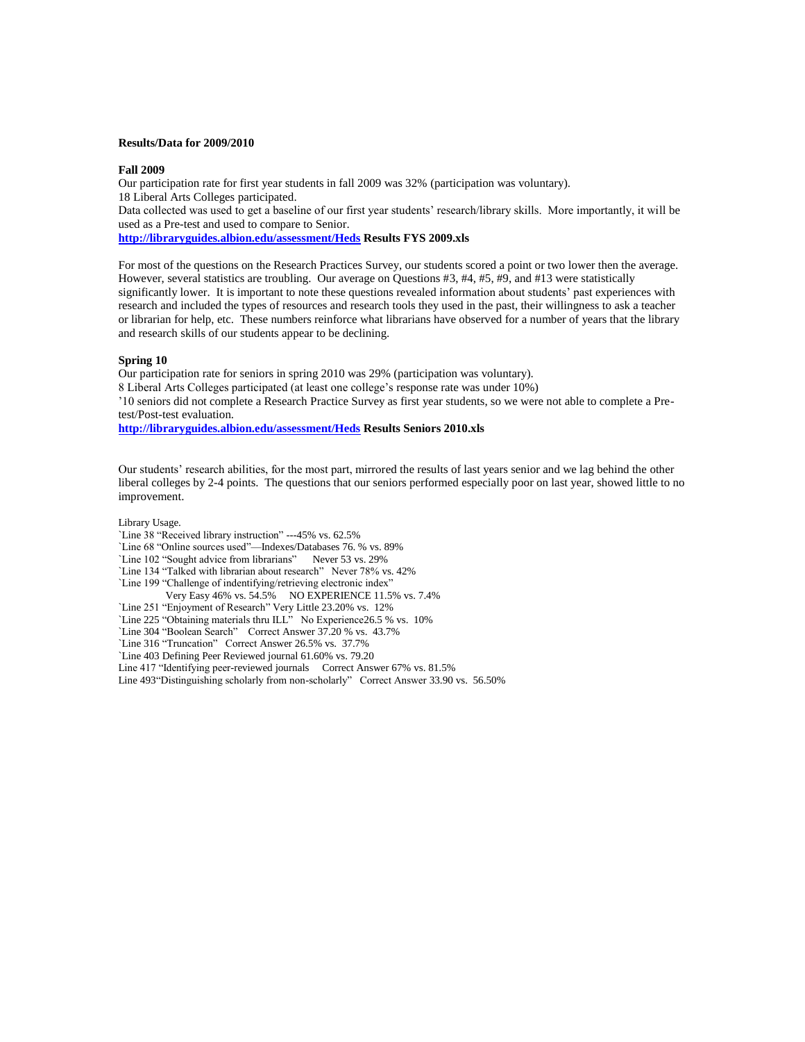**Results/Data for 2009/2010**

**Fall 2009**

Our participation rate for first year students in fall 2009 was 32% (participation was voluntary).
18 Liberal Arts Colleges participated.
Data collected was used to get a baseline of our first year students' research/library skills. More importantly, it will be used as a Pre-test and used to compare to Senior.
**[http://libraryguides.albion.edu/assessment/Heds](http://libraryguides.albion.edu/assessment/Heds) Results FYS 2009.xls**

For most of the questions on the Research Practices Survey, our students scored a point or two lower then the average. However, several statistics are troubling. Our average on Questions #3, #4, #5, #9, and #13 were statistically significantly lower. It is important to note these questions revealed information about students' past experiences with research and included the types of resources and research tools they used in the past, their willingness to ask a teacher or librarian for help, etc. These numbers reinforce what librarians have observed for a number of years that the library and research skills of our students appear to be declining.

**Spring 10**

Our participation rate for seniors in spring 2010 was 29% (participation was voluntary).
8 Liberal Arts Colleges participated (at least one college's response rate was under 10%)
'10 seniors did not complete a Research Practice Survey as first year students, so we were not able to complete a Pre-test/Post-test evaluation.
**[http://libraryguides.albion.edu/assessment/Heds](http://libraryguides.albion.edu/assessment/Heds) Results Seniors 2010.xls**

Our students' research abilities, for the most part, mirrored the results of last years senior and we lag behind the other liberal colleges by 2-4 points. The questions that our seniors performed especially poor on last year, showed little to no improvement.

Library Usage.
`Line 38 "Received library instruction" ---45% vs. 62.5%
`Line 68 "Online sources used"—Indexes/Databases 76. % vs. 89%
`Line 102 "Sought advice from librarians" Never 53 vs. 29%
`Line 134 "Talked with librarian about research" Never 78% vs. 42%
`Line 199 "Challenge of indentifying/retrieving electronic index"
Very Easy 46% vs. 54.5% NO EXPERIENCE 11.5% vs. 7.4%
`Line 251 "Enjoyment of Research" Very Little 23.20% vs. 12%
`Line 225 "Obtaining materials thru ILL" No Experience26.5 % vs. 10%
`Line 304 "Boolean Search" Correct Answer 37.20 % vs. 43.7%
`Line 316 "Truncation" Correct Answer 26.5% vs. 37.7%
`Line 403 Defining Peer Reviewed journal 61.60% vs. 79.20
Line 417 "Identifying peer-reviewed journals Correct Answer 67% vs. 81.5%
Line 493"Distinguishing scholarly from non-scholarly" Correct Answer 33.90 vs. 56.50%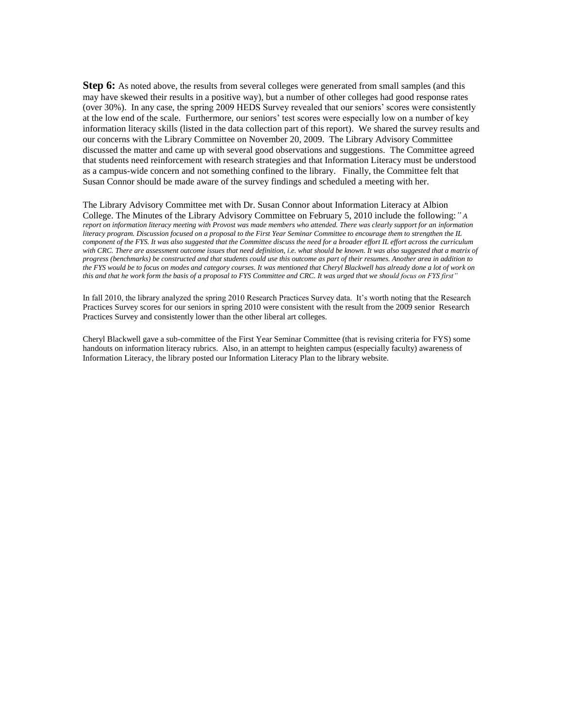**Step 6:** As noted above, the results from several colleges were generated from small samples (and this may have skewed their results in a positive way), but a number of other colleges had good response rates (over 30%). In any case, the spring 2009 HEDS Survey revealed that our seniors' scores were consistently at the low end of the scale. Furthermore, our seniors' test scores were especially low on a number of key information literacy skills (listed in the data collection part of this report). We shared the survey results and our concerns with the Library Committee on November 20, 2009. The Library Advisory Committee discussed the matter and came up with several good observations and suggestions. The Committee agreed that students need reinforcement with research strategies and that Information Literacy must be understood as a campus-wide concern and not something confined to the library. Finally, the Committee felt that Susan Connor should be made aware of the survey findings and scheduled a meeting with her.

The Library Advisory Committee met with Dr. Susan Connor about Information Literacy at Albion College. The Minutes of the Library Advisory Committee on February 5, 2010 include the following: *" A report on information literacy meeting with Provost was made members who attended. There was clearly support for an information literacy program. Discussion focused on a proposal to the First Year Seminar Committee to encourage them to strengthen the IL component of the FYS. It was also suggested that the Committee discuss the need for a broader effort IL effort across the curriculum with CRC. There are assessment outcome issues that need definition, i.e. what should be known. It was also suggested that a matrix of progress (benchmarks) be constructed and that students could use this outcome as part of their resumes. Another area in addition to the FYS would be to focus on modes and category courses. It was mentioned that Cheryl Blackwell has already done a lot of work on this and that he work form the basis of a proposal to FYS Committee and CRC. It was urged that we should focus on FYS first"*

In fall 2010, the library analyzed the spring 2010 Research Practices Survey data. It's worth noting that the Research Practices Survey scores for our seniors in spring 2010 were consistent with the result from the 2009 senior Research Practices Survey and consistently lower than the other liberal art colleges.

Cheryl Blackwell gave a sub-committee of the First Year Seminar Committee (that is revising criteria for FYS) some handouts on information literacy rubrics. Also, in an attempt to heighten campus (especially faculty) awareness of Information Literacy, the library posted our Information Literacy Plan to the library website.